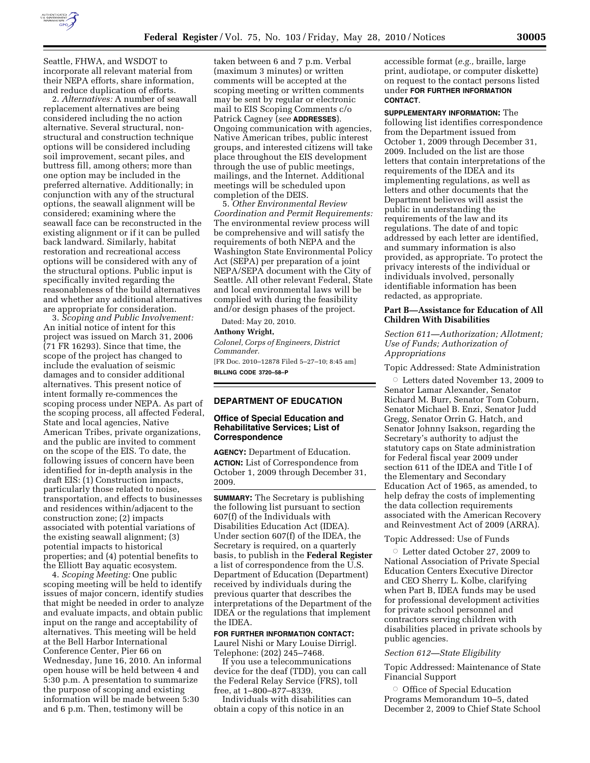Seattle, FHWA, and WSDOT to incorporate all relevant material from their NEPA efforts, share information, and reduce duplication of efforts.

2. *Alternatives:* A number of seawall replacement alternatives are being considered including the no action alternative. Several structural, non-structural and construction technique options will be considered including soil improvement, secant piles, and buttress fill, among others; more than one option may be included in the preferred alternative. Additionally; in conjunction with any of the structural options, the seawall alignment will be considered; examining where the seawall face can be reconstructed in the existing alignment or if it can be pulled back landward. Similarly, habitat restoration and recreational access options will be considered with any of the structural options. Public input is specifically invited regarding the reasonableness of the build alternatives and whether any additional alternatives are appropriate for consideration.

3. *Scoping and Public Involvement:* An initial notice of intent for this project was issued on March 31, 2006 (71 FR 16293). Since that time, the scope of the project has changed to include the evaluation of seismic damages and to consider additional alternatives. This present notice of intent formally re-commences the scoping process under NEPA. As part of the scoping process, all affected Federal, State and local agencies, Native American Tribes, private organizations, and the public are invited to comment on the scope of the EIS. To date, the following issues of concern have been identified for in-depth analysis in the draft EIS: (1) Construction impacts, particularly those related to noise, transportation, and effects to businesses and residences within/adjacent to the construction zone; (2) impacts associated with potential variations of the existing seawall alignment; (3) potential impacts to historical properties; and (4) potential benefits to the Elliott Bay aquatic ecosystem.

4. *Scoping Meeting:* One public scoping meeting will be held to identify issues of major concern, identify studies that might be needed in order to analyze and evaluate impacts, and obtain public input on the range and acceptability of alternatives. This meeting will be held at the Bell Harbor International Conference Center, Pier 66 on Wednesday, June 16, 2010. An informal open house will be held between 4 and 5:30 p.m. A presentation to summarize the purpose of scoping and existing information will be made between 5:30 and 6 p.m. Then, testimony will be taken between 6 and 7 p.m. Verbal (maximum 3 minutes) or written comments will be accepted at the scoping meeting or written comments may be sent by regular or electronic mail to EIS Scoping Comments c/o Patrick Cagney (*see* **ADDRESSES**). Ongoing communication with agencies, Native American tribes, public interest groups, and interested citizens will take place throughout the EIS development through the use of public meetings, mailings, and the Internet. Additional meetings will be scheduled upon completion of the DEIS.

5. *Other Environmental Review Coordination and Permit Requirements:* The environmental review process will be comprehensive and will satisfy the requirements of both NEPA and the Washington State Environmental Policy Act (SEPA) per preparation of a joint NEPA/SEPA document with the City of Seattle. All other relevant Federal, State and local environmental laws will be complied with during the feasibility and/or design phases of the project.

Dated: May 20, 2010.

**Anthony Wright,**

*Colonel, Corps of Engineers, District Commander.*

[FR Doc. 2010–12878 Filed 5–27–10; 8:45 am]

**BILLING CODE 3720–58–P**

## DEPARTMENT OF EDUCATION

### Office of Special Education and Rehabilitative Services; List of Correspondence

**AGENCY:** Department of Education.

**ACTION:** List of Correspondence from October 1, 2009 through December 31, 2009.

**SUMMARY:** The Secretary is publishing the following list pursuant to section 607(f) of the Individuals with Disabilities Education Act (IDEA). Under section 607(f) of the IDEA, the Secretary is required, on a quarterly basis, to publish in the **Federal Register** a list of correspondence from the U.S. Department of Education (Department) received by individuals during the previous quarter that describes the interpretations of the Department of the IDEA or the regulations that implement the IDEA.

**FOR FURTHER INFORMATION CONTACT:** Laurel Nishi or Mary Louise Dirrigl. Telephone: (202) 245–7468.

If you use a telecommunications device for the deaf (TDD), you can call the Federal Relay Service (FRS), toll free, at 1–800–877–8339.

Individuals with disabilities can obtain a copy of this notice in an accessible format (*e.g.,* braille, large print, audiotape, or computer diskette) on request to the contact persons listed under **FOR FURTHER INFORMATION CONTACT**.

**SUPPLEMENTARY INFORMATION:** The following list identifies correspondence from the Department issued from October 1, 2009 through December 31, 2009. Included on the list are those letters that contain interpretations of the requirements of the IDEA and its implementing regulations, as well as letters and other documents that the Department believes will assist the public in understanding the requirements of the law and its regulations. The date of and topic addressed by each letter are identified, and summary information is also provided, as appropriate. To protect the privacy interests of the individual or individuals involved, personally identifiable information has been redacted, as appropriate.

### Part B—Assistance for Education of All Children With Disabilities

*Section 611—Authorization; Allotment; Use of Funds; Authorization of Appropriations*

Topic Addressed: State Administration

- Letters dated November 13, 2009 to Senator Lamar Alexander, Senator Richard M. Burr, Senator Tom Coburn, Senator Michael B. Enzi, Senator Judd Gregg, Senator Orrin G. Hatch, and Senator Johnny Isakson, regarding the Secretary's authority to adjust the statutory caps on State administration for Federal fiscal year 2009 under section 611 of the IDEA and Title I of the Elementary and Secondary Education Act of 1965, as amended, to help defray the costs of implementing the data collection requirements associated with the American Recovery and Reinvestment Act of 2009 (ARRA).

Topic Addressed: Use of Funds

- Letter dated October 27, 2009 to National Association of Private Special Education Centers Executive Director and CEO Sherry L. Kolbe, clarifying when Part B, IDEA funds may be used for professional development activities for private school personnel and contractors serving children with disabilities placed in private schools by public agencies.

*Section 612—State Eligibility*

Topic Addressed: Maintenance of State Financial Support

- Office of Special Education Programs Memorandum 10–5, dated December 2, 2009 to Chief State School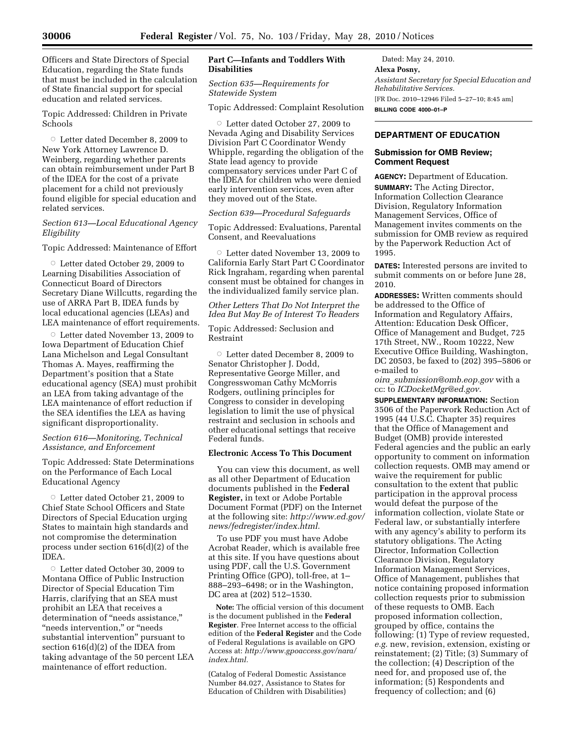Officers and State Directors of Special Education, regarding the State funds that must be included in the calculation of State financial support for special education and related services.

Topic Addressed: Children in Private Schools

○ Letter dated December 8, 2009 to New York Attorney Lawrence D. Weinberg, regarding whether parents can obtain reimbursement under Part B of the IDEA for the cost of a private placement for a child not previously found eligible for special education and related services.

*Section 613—Local Educational Agency Eligibility*

Topic Addressed: Maintenance of Effort

○ Letter dated October 29, 2009 to Learning Disabilities Association of Connecticut Board of Directors Secretary Diane Willcutts, regarding the use of ARRA Part B, IDEA funds by local educational agencies (LEAs) and LEA maintenance of effort requirements.

○ Letter dated November 13, 2009 to Iowa Department of Education Chief Lana Michelson and Legal Consultant Thomas A. Mayes, reaffirming the Department's position that a State educational agency (SEA) must prohibit an LEA from taking advantage of the LEA maintenance of effort reduction if the SEA identifies the LEA as having significant disproportionality.

*Section 616—Monitoring, Technical Assistance, and Enforcement*

Topic Addressed: State Determinations on the Performance of Each Local Educational Agency

○ Letter dated October 21, 2009 to Chief State School Officers and State Directors of Special Education urging States to maintain high standards and not compromise the determination process under section 616(d)(2) of the IDEA.

○ Letter dated October 30, 2009 to Montana Office of Public Instruction Director of Special Education Tim Harris, clarifying that an SEA must prohibit an LEA that receives a determination of "needs assistance," "needs intervention," or "needs substantial intervention" pursuant to section 616(d)(2) of the IDEA from taking advantage of the 50 percent LEA maintenance of effort reduction.

**Part C—Infants and Toddlers With Disabilities**

*Section 635—Requirements for Statewide System*

Topic Addressed: Complaint Resolution

○ Letter dated October 27, 2009 to Nevada Aging and Disability Services Division Part C Coordinator Wendy Whipple, regarding the obligation of the State lead agency to provide compensatory services under Part C of the IDEA for children who were denied early intervention services, even after they moved out of the State.

*Section 639—Procedural Safeguards*

Topic Addressed: Evaluations, Parental Consent, and Reevaluations

○ Letter dated November 13, 2009 to California Early Start Part C Coordinator Rick Ingraham, regarding when parental consent must be obtained for changes in the individualized family service plan.

*Other Letters That Do Not Interpret the Idea But May Be of Interest To Readers*

Topic Addressed: Seclusion and Restraint

○ Letter dated December 8, 2009 to Senator Christopher J. Dodd, Representative George Miller, and Congresswoman Cathy McMorris Rodgers, outlining principles for Congress to consider in developing legislation to limit the use of physical restraint and seclusion in schools and other educational settings that receive Federal funds.

**Electronic Access To This Document**

You can view this document, as well as all other Department of Education documents published in the **Federal Register,** in text or Adobe Portable Document Format (PDF) on the Internet at the following site: *http://www.ed.gov/news/fedregister/index.html.*

To use PDF you must have Adobe Acrobat Reader, which is available free at this site. If you have questions about using PDF, call the U.S. Government Printing Office (GPO), toll-free, at 1–888–293–6498; or in the Washington, DC area at (202) 512–1530.

**Note:** The official version of this document is the document published in the **Federal Register**. Free Internet access to the official edition of the **Federal Register** and the Code of Federal Regulations is available on GPO Access at: *http://www.gpoaccess.gov/nara/index.html.*

(Catalog of Federal Domestic Assistance Number 84.027, Assistance to States for Education of Children with Disabilities)

Dated: May 24, 2010.

**Alexa Posny,**

*Assistant Secretary for Special Education and Rehabilitative Services.*

[FR Doc. 2010–12946 Filed 5–27–10; 8:45 am]

**BILLING CODE 4000–01–P**

## DEPARTMENT OF EDUCATION

### Submission for OMB Review; Comment Request

**AGENCY:** Department of Education.

**SUMMARY:** The Acting Director, Information Collection Clearance Division, Regulatory Information Management Services, Office of Management invites comments on the submission for OMB review as required by the Paperwork Reduction Act of 1995.

**DATES:** Interested persons are invited to submit comments on or before June 28, 2010.

**ADDRESSES:** Written comments should be addressed to the Office of Information and Regulatory Affairs, Attention: Education Desk Officer, Office of Management and Budget, 725 17th Street, NW., Room 10222, New Executive Office Building, Washington, DC 20503, be faxed to (202) 395–5806 or e-mailed to *oira_submission@omb.eop.gov* with a cc: to *ICDocketMgr@ed.gov*.

**SUPPLEMENTARY INFORMATION:** Section 3506 of the Paperwork Reduction Act of 1995 (44 U.S.C. Chapter 35) requires that the Office of Management and Budget (OMB) provide interested Federal agencies and the public an early opportunity to comment on information collection requests. OMB may amend or waive the requirement for public consultation to the extent that public participation in the approval process would defeat the purpose of the information collection, violate State or Federal law, or substantially interfere with any agency's ability to perform its statutory obligations. The Acting Director, Information Collection Clearance Division, Regulatory Information Management Services, Office of Management, publishes that notice containing proposed information collection requests prior to submission of these requests to OMB. Each proposed information collection, grouped by office, contains the following: (1) Type of review requested, *e.g.* new, revision, extension, existing or reinstatement; (2) Title; (3) Summary of the collection; (4) Description of the need for, and proposed use of, the information; (5) Respondents and frequency of collection; and (6)